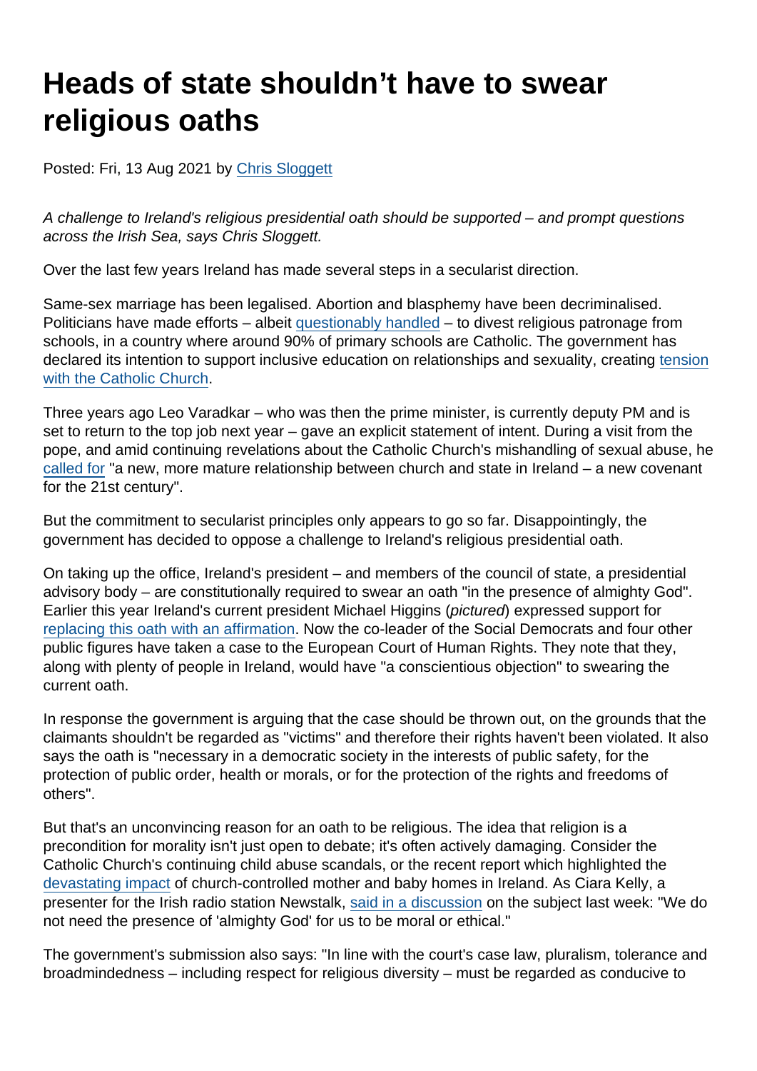# Heads of state shouldn't have to swear religious oaths

Posted: Fri, 13 Aug 2021 by Chris Sloggett

*A challenge to Ireland's religious presidential oath should be supported – and prompt questions across the Irish Sea, says Chris Sloggett.*

Over the last few years Ireland has made several steps in a secularist direction.

Same-sex marriage has been legalised. Abortion and blasphemy have been decriminalised. Politicians have made efforts – albeit questionably handled – to divest religious patronage from schools, in a country where around 90% of primary schools are Catholic. The government has declared its intention to support inclusive education on relationships and sexuality, creating tension with the Catholic Church.

Three years ago Leo Varadkar – who was then the prime minister, is currently deputy PM and is set to return to the top job next year – gave an explicit statement of intent. During a visit from the pope, and amid continuing revelations about the Catholic Church's mishandling of sexual abuse, he called for "a new, more mature relationship between church and state in Ireland – a new covenant for the 21st century".

But the commitment to secularist principles only appears to go so far. Disappointingly, the government has decided to oppose a challenge to Ireland's religious presidential oath.

On taking up the office, Ireland's president – and members of the council of state, a presidential advisory body – are constitutionally required to swear an oath "in the presence of almighty God". Earlier this year Ireland's current president Michael Higgins (*pictured*) expressed support for replacing this oath with an affirmation. Now the co-leader of the Social Democrats and four other public figures have taken a case to the European Court of Human Rights. They note that they, along with plenty of people in Ireland, would have "a conscientious objection" to swearing the current oath.

In response the government is arguing that the case should be thrown out, on the grounds that the claimants shouldn't be regarded as "victims" and therefore their rights haven't been violated. It also says the oath is "necessary in a democratic society in the interests of public safety, for the protection of public order, health or morals, or for the protection of the rights and freedoms of others".

But that's an unconvincing reason for an oath to be religious. The idea that religion is a precondition for morality isn't just open to debate; it's often actively damaging. Consider the Catholic Church's continuing child abuse scandals, or the recent report which highlighted the devastating impact of church-controlled mother and baby homes in Ireland. As Ciara Kelly, a presenter for the Irish radio station Newstalk, said in a discussion on the subject last week: "We do not need the presence of 'almighty God' for us to be moral or ethical."

The government's submission also says: "In line with the court's case law, pluralism, tolerance and broadmindedness – including respect for religious diversity – must be regarded as conducive to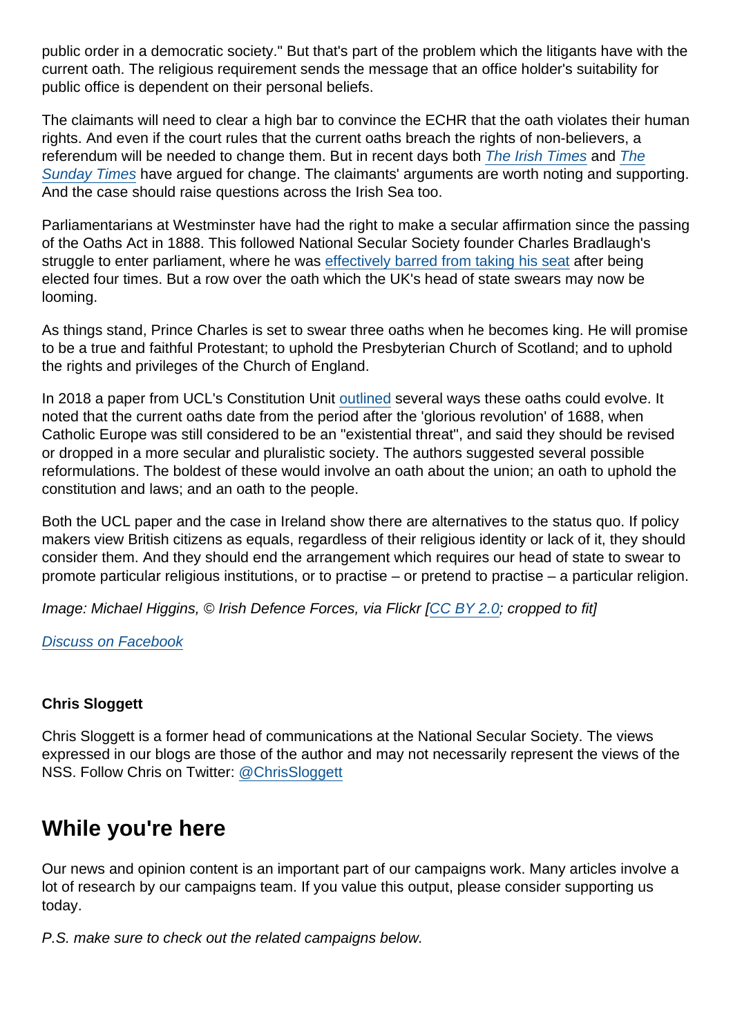public order in a democratic society." But that's part of the problem which the litigants have with the current oath. The religious requirement sends the message that an office holder's suitability for public office is dependent on their personal beliefs.

The claimants will need to clear a high bar to convince the ECHR that the oath violates their human rights. And even if the court rules that the current oaths breach the rights of non-believers, a referendum will be needed to change them. But in recent days both *The Irish Times* and *The Sunday Times* have argued for change. The claimants' arguments are worth noting and supporting. And the case should raise questions across the Irish Sea too.

Parliamentarians at Westminster have had the right to make a secular affirmation since the passing of the Oaths Act in 1888. This followed National Secular Society founder Charles Bradlaugh's struggle to enter parliament, where he was effectively barred from taking his seat after being elected four times. But a row over the oath which the UK's head of state swears may now be looming.

As things stand, Prince Charles is set to swear three oaths when he becomes king. He will promise to be a true and faithful Protestant; to uphold the Presbyterian Church of Scotland; and to uphold the rights and privileges of the Church of England.

In 2018 a paper from UCL's Constitution Unit outlined several ways these oaths could evolve. It noted that the current oaths date from the period after the 'glorious revolution' of 1688, when Catholic Europe was still considered to be an "existential threat", and said they should be revised or dropped in a more secular and pluralistic society. The authors suggested several possible reformulations. The boldest of these would involve an oath about the union; an oath to uphold the constitution and laws; and an oath to the people.

Both the UCL paper and the case in Ireland show there are alternatives to the status quo. If policy makers view British citizens as equals, regardless of their religious identity or lack of it, they should consider them. And they should end the arrangement which requires our head of state to swear to promote particular religious institutions, or to practise – or pretend to practise – a particular religion.

*Image: Michael Higgins, © Irish Defence Forces, via Flickr [CC BY 2.0; cropped to fit]*

*Discuss on Facebook*

**Chris Sloggett**

Chris Sloggett is a former head of communications at the National Secular Society. The views expressed in our blogs are those of the author and may not necessarily represent the views of the NSS. Follow Chris on Twitter: @ChrisSloggett

## While you're here

Our news and opinion content is an important part of our campaigns work. Many articles involve a lot of research by our campaigns team. If you value this output, please consider supporting us today.

*P.S. make sure to check out the related campaigns below.*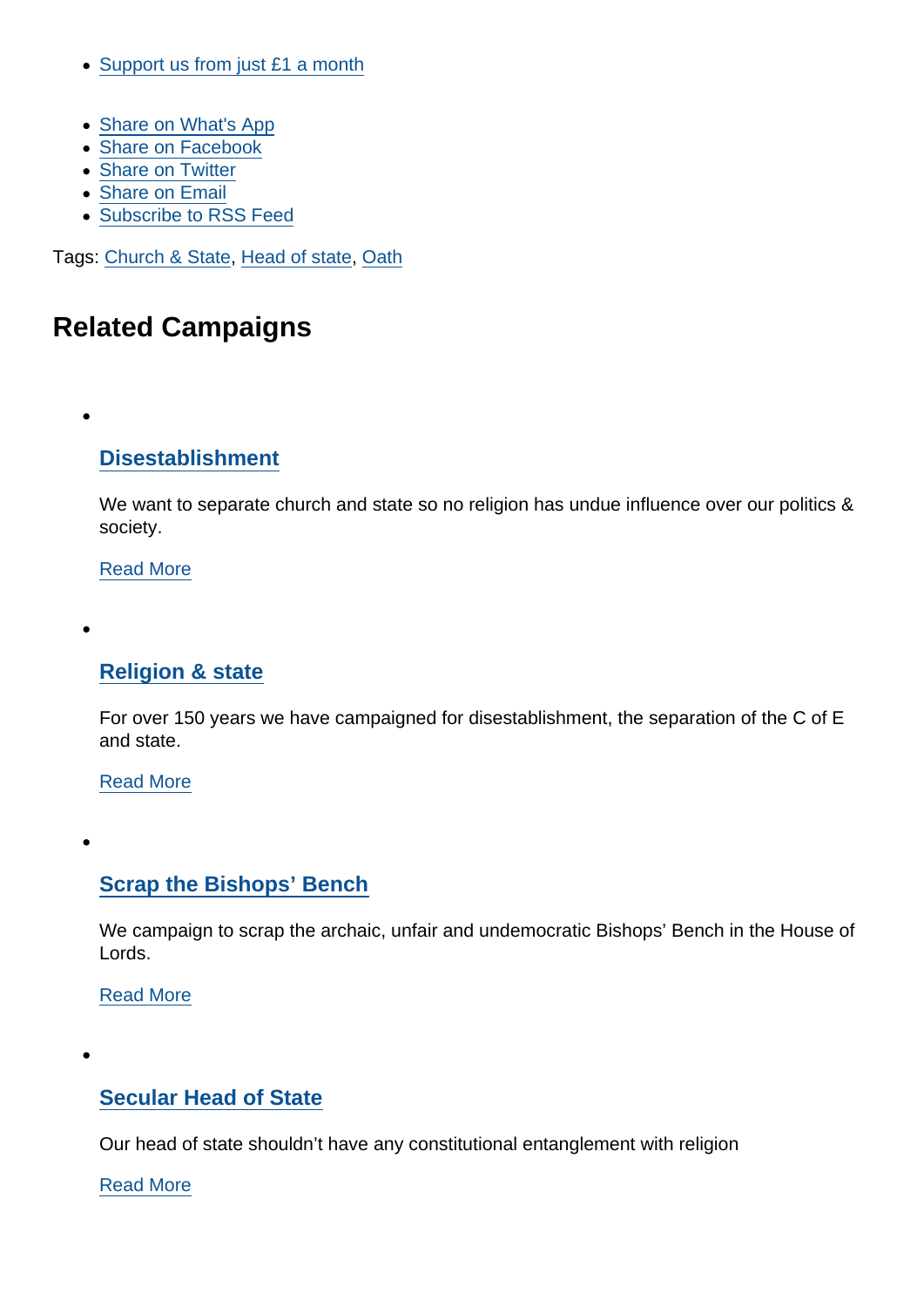- Support us from just £1 a month

- Share on What's App
- Share on Facebook
- Share on Twitter
- Share on Email
- Subscribe to RSS Feed

Tags: Church & State, Head of state, Oath

## Related Campaigns

- ### Disestablishment

  We want to separate church and state so no religion has undue influence over our politics & society.

  Read More

- ### Religion & state

  For over 150 years we have campaigned for disestablishment, the separation of the C of E and state.

  Read More

- ### Scrap the Bishops' Bench

  We campaign to scrap the archaic, unfair and undemocratic Bishops' Bench in the House of Lords.

  Read More

- ### Secular Head of State

  Our head of state shouldn't have any constitutional entanglement with religion

  Read More